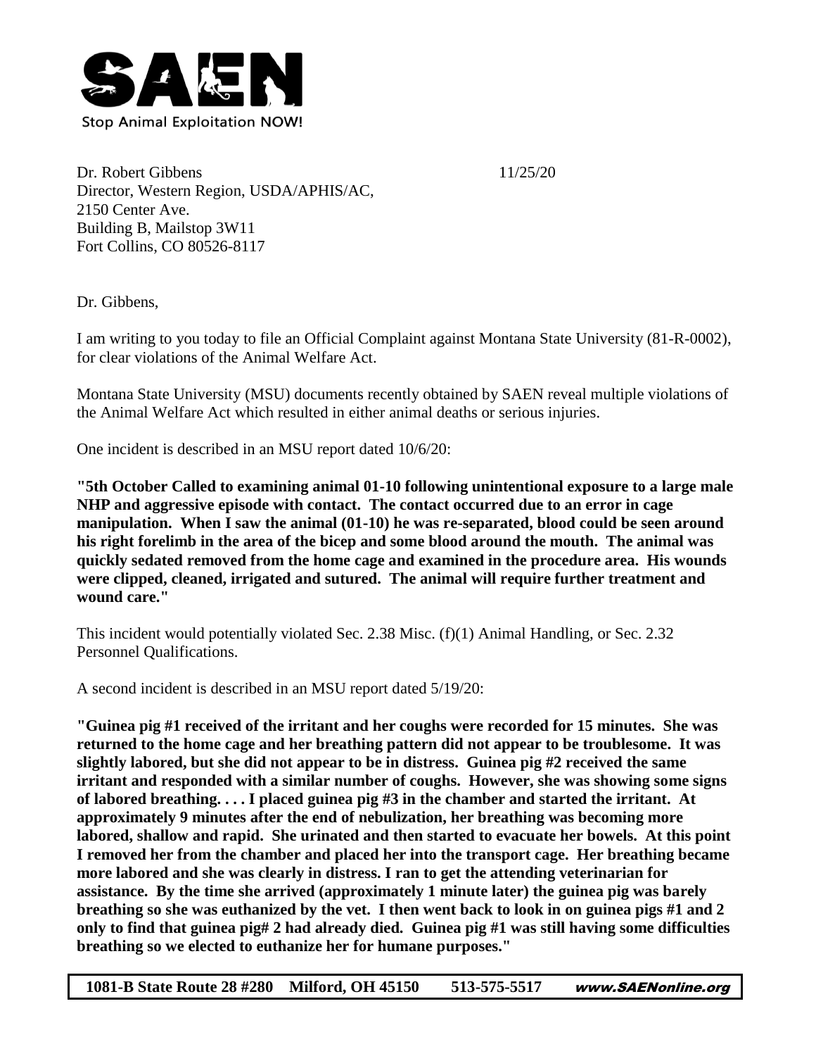SAEN

Stop Animal Exploitation NOW!

Dr. Robert Gibbens 11/25/20
Director, Western Region, USDA/APHIS/AC,
2150 Center Ave.
Building B, Mailstop 3W11
Fort Collins, CO 80526-8117

Dr. Gibbens,

I am writing to you today to file an Official Complaint against Montana State University (81-R-0002), for clear violations of the Animal Welfare Act.

Montana State University (MSU) documents recently obtained by SAEN reveal multiple violations of the Animal Welfare Act which resulted in either animal deaths or serious injuries.

One incident is described in an MSU report dated 10/6/20:

**"5th October Called to examining animal 01-10 following unintentional exposure to a large male NHP and aggressive episode with contact. The contact occurred due to an error in cage manipulation. When I saw the animal (01-10) he was re-separated, blood could be seen around his right forelimb in the area of the bicep and some blood around the mouth. The animal was quickly sedated removed from the home cage and examined in the procedure area. His wounds were clipped, cleaned, irrigated and sutured. The animal will require further treatment and wound care."**

This incident would potentially violated Sec. 2.38 Misc. (f)(1) Animal Handling, or Sec. 2.32 Personnel Qualifications.

A second incident is described in an MSU report dated 5/19/20:

**"Guinea pig #1 received of the irritant and her coughs were recorded for 15 minutes. She was returned to the home cage and her breathing pattern did not appear to be troublesome. It was slightly labored, but she did not appear to be in distress. Guinea pig #2 received the same irritant and responded with a similar number of coughs. However, she was showing some signs of labored breathing. . . . I placed guinea pig #3 in the chamber and started the irritant. At approximately 9 minutes after the end of nebulization, her breathing was becoming more labored, shallow and rapid. She urinated and then started to evacuate her bowels. At this point I removed her from the chamber and placed her into the transport cage. Her breathing became more labored and she was clearly in distress. I ran to get the attending veterinarian for assistance. By the time she arrived (approximately 1 minute later) the guinea pig was barely breathing so she was euthanized by the vet. I then went back to look in on guinea pigs #1 and 2 only to find that guinea pig# 2 had already died. Guinea pig #1 was still having some difficulties breathing so we elected to euthanize her for humane purposes."**

1081-B State Route 28 #280 Milford, OH 45150 513-575-5517 www.SAENonline.org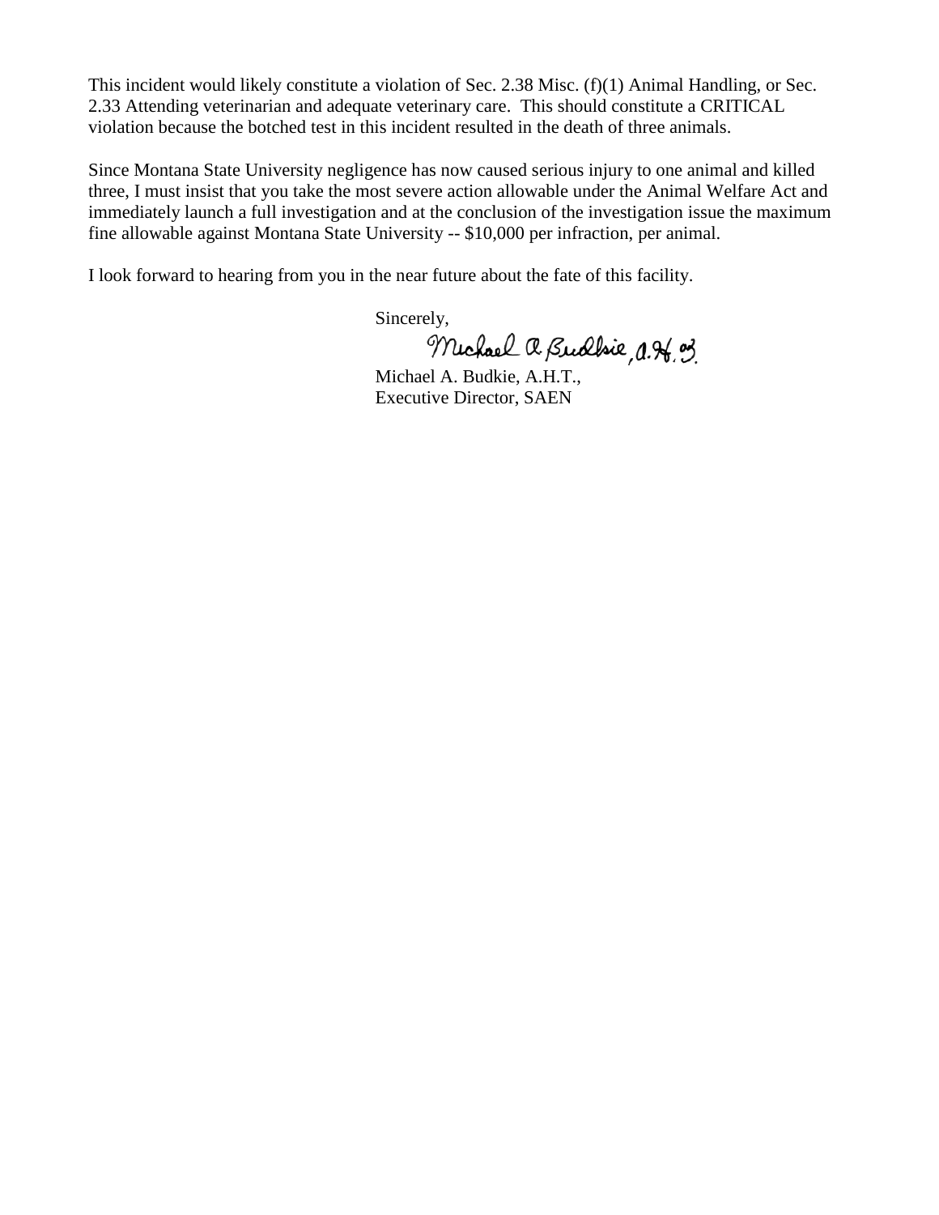This incident would likely constitute a violation of Sec. 2.38 Misc. (f)(1) Animal Handling, or Sec. 2.33 Attending veterinarian and adequate veterinary care. This should constitute a CRITICAL violation because the botched test in this incident resulted in the death of three animals.

Since Montana State University negligence has now caused serious injury to one animal and killed three, I must insist that you take the most severe action allowable under the Animal Welfare Act and immediately launch a full investigation and at the conclusion of the investigation issue the maximum fine allowable against Montana State University -- $10,000 per infraction, per animal.

I look forward to hearing from you in the near future about the fate of this facility.

Sincerely,

Michael A. Budkie, A.H.T.

Michael A. Budkie, A.H.T.,
Executive Director, SAEN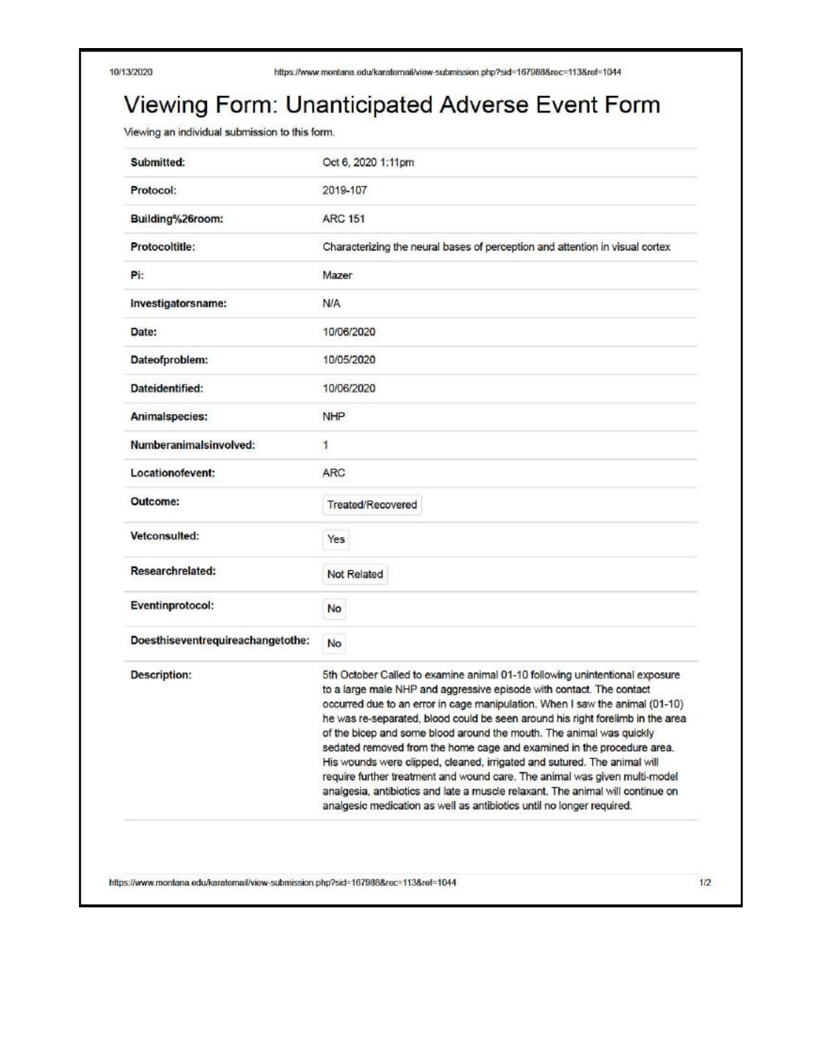# Viewing Form: Unanticipated Adverse Event Form

Viewing an individual submission to this form.

| | |
|---|---|
| **Submitted:** | Oct 6, 2020 1:11pm |
| **Protocol:** | 2019-107 |
| **Building%26room:** | ARC 151 |
| **Protocoltitle:** | Characterizing the neural bases of perception and attention in visual cortex |
| **Pi:** | Mazer |
| **Investigatorsname:** | N/A |
| **Date:** | 10/06/2020 |
| **Dateofproblem:** | 10/05/2020 |
| **Dateidentified:** | 10/06/2020 |
| **Animalspecies:** | NHP |
| **Numberanimalsinvolved:** | 1 |
| **Locationofevent:** | ARC |
| **Outcome:** | Treated/Recovered |
| **Vetconsulted:** | Yes |
| **Researchrelated:** | Not Related |
| **Eventinprotocol:** | No |
| **Doesthiseventrequireachangetothe:** | No |
| **Description:** | 5th October Called to examine animal 01-10 following unintentional exposure to a large male NHP and aggressive episode with contact. The contact occurred due to an error in cage manipulation. When I saw the animal (01-10) he was re-separated, blood could be seen around his right forelimb in the area of the bicep and some blood around the mouth. The animal was quickly sedated removed from the home cage and examined in the procedure area. His wounds were clipped, cleaned, irrigated and sutured. The animal will require further treatment and wound care. The animal was given multi-model analgesia, antibiotics and late a muscle relaxant. The animal will continue on analgesic medication as well as antibiotics until no longer required. |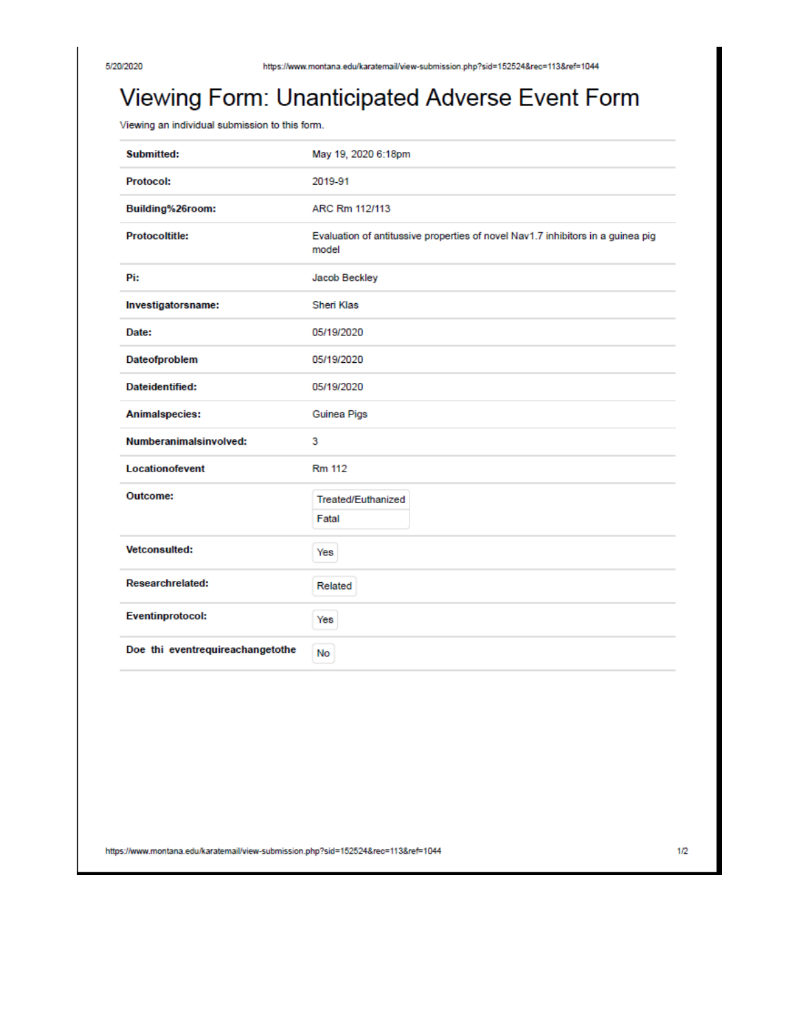# Viewing Form: Unanticipated Adverse Event Form

Viewing an individual submission to this form.

| | |
|---|---|
| **Submitted:** | May 19, 2020 6:18pm |
| **Protocol:** | 2019-91 |
| **Building%26room:** | ARC Rm 112/113 |
| **Protocoltitle:** | Evaluation of antitussive properties of novel Nav1.7 inhibitors in a guinea pig model |
| **Pi:** | Jacob Beckley |
| **Investigatorsname:** | Sheri Klas |
| **Date:** | 05/19/2020 |
| **Dateofproblem** | 05/19/2020 |
| **Dateidentified:** | 05/19/2020 |
| **Animalspecies:** | Guinea Pigs |
| **Numberanimalsinvolved:** | 3 |
| **Locationofevent** | Rm 112 |
| **Outcome:** | Treated/Euthanized<br>Fatal |
| **Vetconsulted:** | Yes |
| **Researchrelated:** | Related |
| **Eventinprotocol:** | Yes |
| **Doe thi eventrequireachangetothe** | No |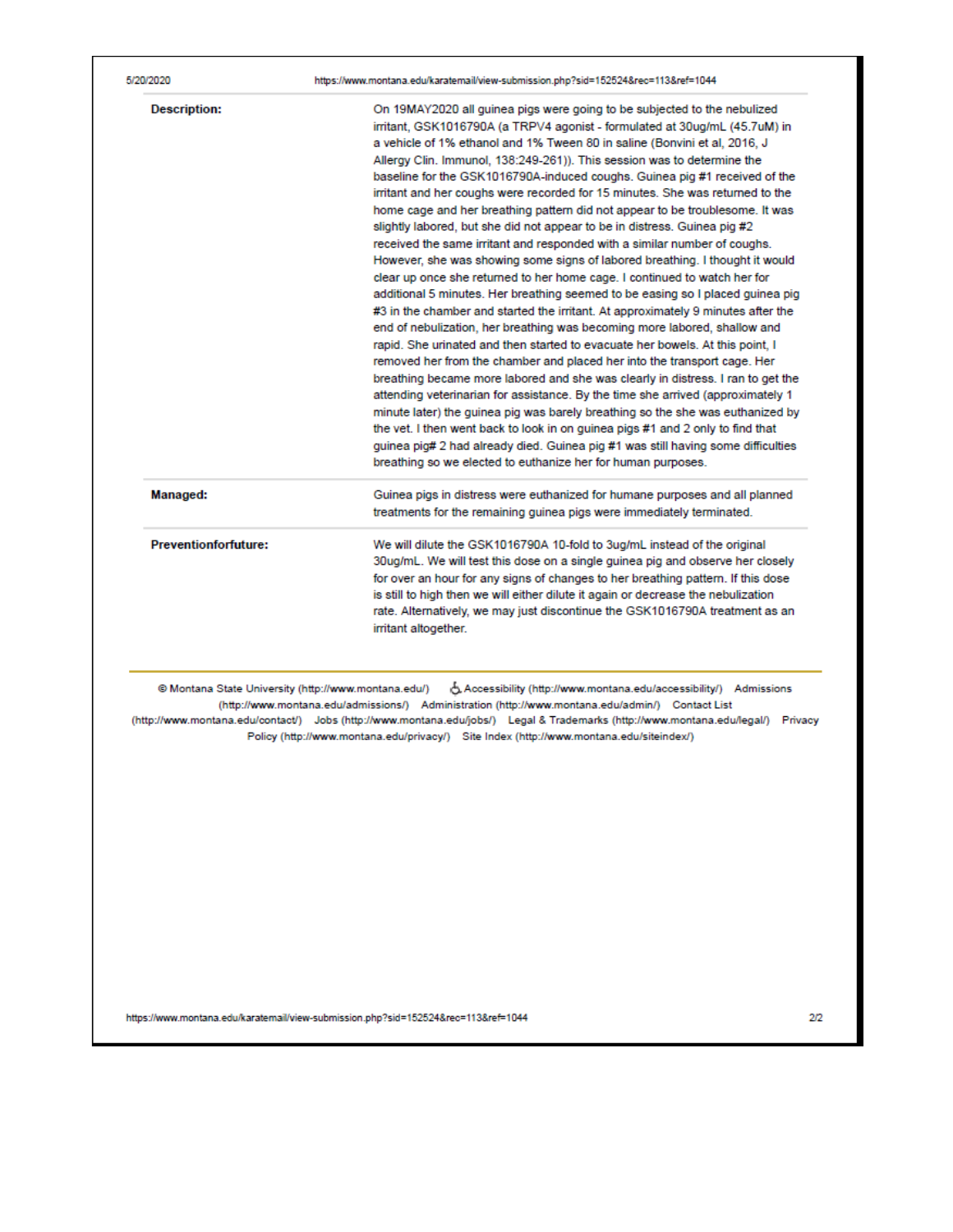| | |
|---|---|
| **Description:** | On 19MAY2020 all guinea pigs were going to be subjected to the nebulized irritant, GSK1016790A (a TRPV4 agonist - formulated at 30ug/mL (45.7uM) in a vehicle of 1% ethanol and 1% Tween 80 in saline (Bonvini et al, 2016, J Allergy Clin. Immunol, 138:249-261)). This session was to determine the baseline for the GSK1016790A-induced coughs. Guinea pig #1 received of the irritant and her coughs were recorded for 15 minutes. She was returned to the home cage and her breathing pattern did not appear to be troublesome. It was slightly labored, but she did not appear to be in distress. Guinea pig #2 received the same irritant and responded with a similar number of coughs. However, she was showing some signs of labored breathing. I thought it would clear up once she returned to her home cage. I continued to watch her for additional 5 minutes. Her breathing seemed to be easing so I placed guinea pig #3 in the chamber and started the irritant. At approximately 9 minutes after the end of nebulization, her breathing was becoming more labored, shallow and rapid. She urinated and then started to evacuate her bowels. At this point, I removed her from the chamber and placed her into the transport cage. Her breathing became more labored and she was clearly in distress. I ran to get the attending veterinarian for assistance. By the time she arrived (approximately 1 minute later) the guinea pig was barely breathing so the she was euthanized by the vet. I then went back to look in on guinea pigs #1 and 2 only to find that guinea pig# 2 had already died. Guinea pig #1 was still having some difficulties breathing so we elected to euthanize her for human purposes. |
| **Managed:** | Guinea pigs in distress were euthanized for humane purposes and all planned treatments for the remaining guinea pigs were immediately terminated. |
| **Preventionforfuture:** | We will dilute the GSK1016790A 10-fold to 3ug/mL instead of the original 30ug/mL. We will test this dose on a single guinea pig and observe her closely for over an hour for any signs of changes to her breathing pattern. If this dose is still to high then we will either dilute it again or decrease the nebulization rate. Alternatively, we may just discontinue the GSK1016790A treatment as an irritant altogether. |

© Montana State University (http://www.montana.edu/) Accessibility (http://www.montana.edu/accessibility/) Admissions (http://www.montana.edu/admissions/) Administration (http://www.montana.edu/admin/) Contact List (http://www.montana.edu/contact/) Jobs (http://www.montana.edu/jobs/) Legal & Trademarks (http://www.montana.edu/legal/) Privacy Policy (http://www.montana.edu/privacy/) Site Index (http://www.montana.edu/siteindex/)